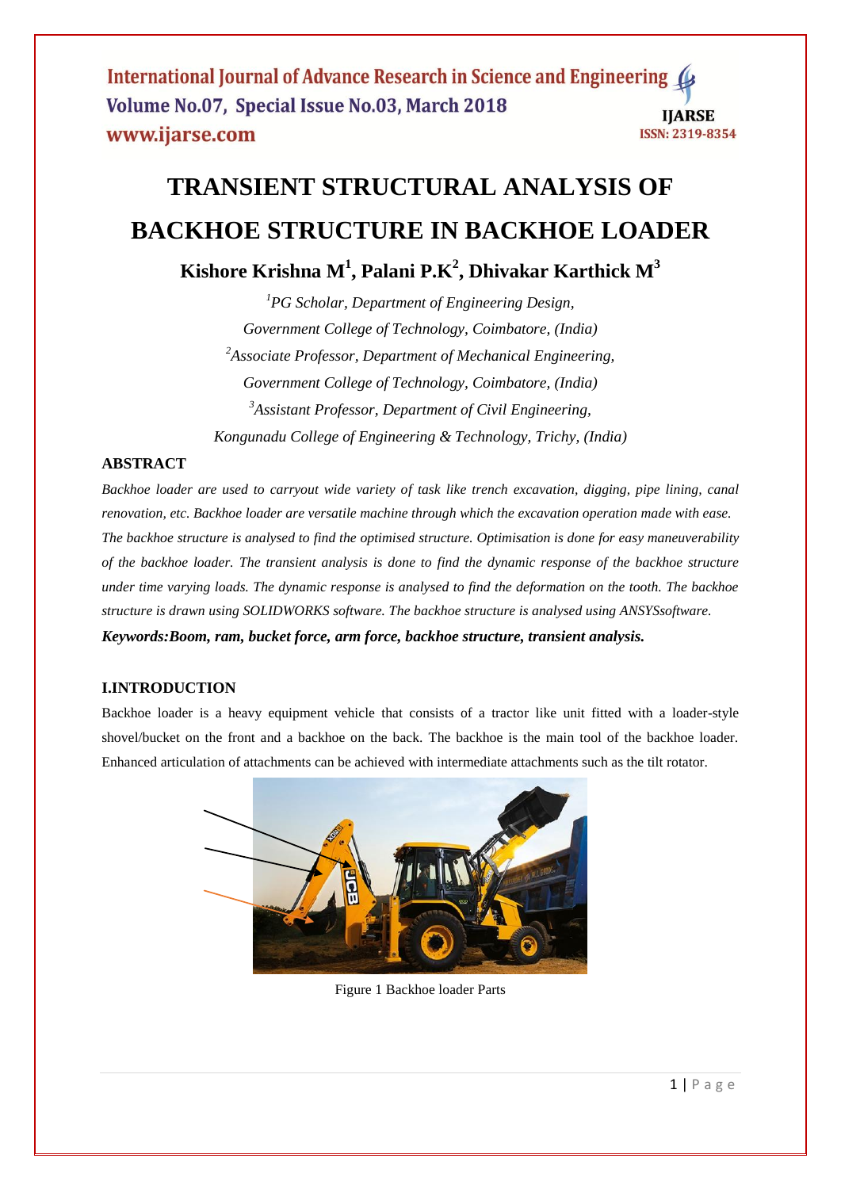# TRANSIENT STRUCTURAL ANALYSIS OF BACKHOE STRUCTURE IN BACKHOE LOADER

**Kishore Krishna M[1], Palani P.K[2], Dhivakar Karthick M[3]**

*[1]PG Scholar, Department of Engineering Design, Government College of Technology, Coimbatore, (India)*

*[2]Associate Professor, Department of Mechanical Engineering, Government College of Technology, Coimbatore, (India)*

*[3]Assistant Professor, Department of Civil Engineering, Kongunadu College of Engineering & Technology, Trichy, (India)*

## ABSTRACT

*Backhoe loader are used to carryout wide variety of task like trench excavation, digging, pipe lining, canal renovation, etc. Backhoe loader are versatile machine through which the excavation operation made with ease. The backhoe structure is analysed to find the optimised structure. Optimisation is done for easy maneuverability of the backhoe loader. The transient analysis is done to find the dynamic response of the backhoe structure under time varying loads. The dynamic response is analysed to find the deformation on the tooth. The backhoe structure is drawn using SOLIDWORKS software. The backhoe structure is analysed using ANSYSsoftware.*

***Keywords:Boom, ram, bucket force, arm force, backhoe structure, transient analysis.***

## I.INTRODUCTION

Backhoe loader is a heavy equipment vehicle that consists of a tractor like unit fitted with a loader-style shovel/bucket on the front and a backhoe on the back. The backhoe is the main tool of the backhoe loader. Enhanced articulation of attachments can be achieved with intermediate attachments such as the tilt rotator.

Figure 1 Backhoe loader Parts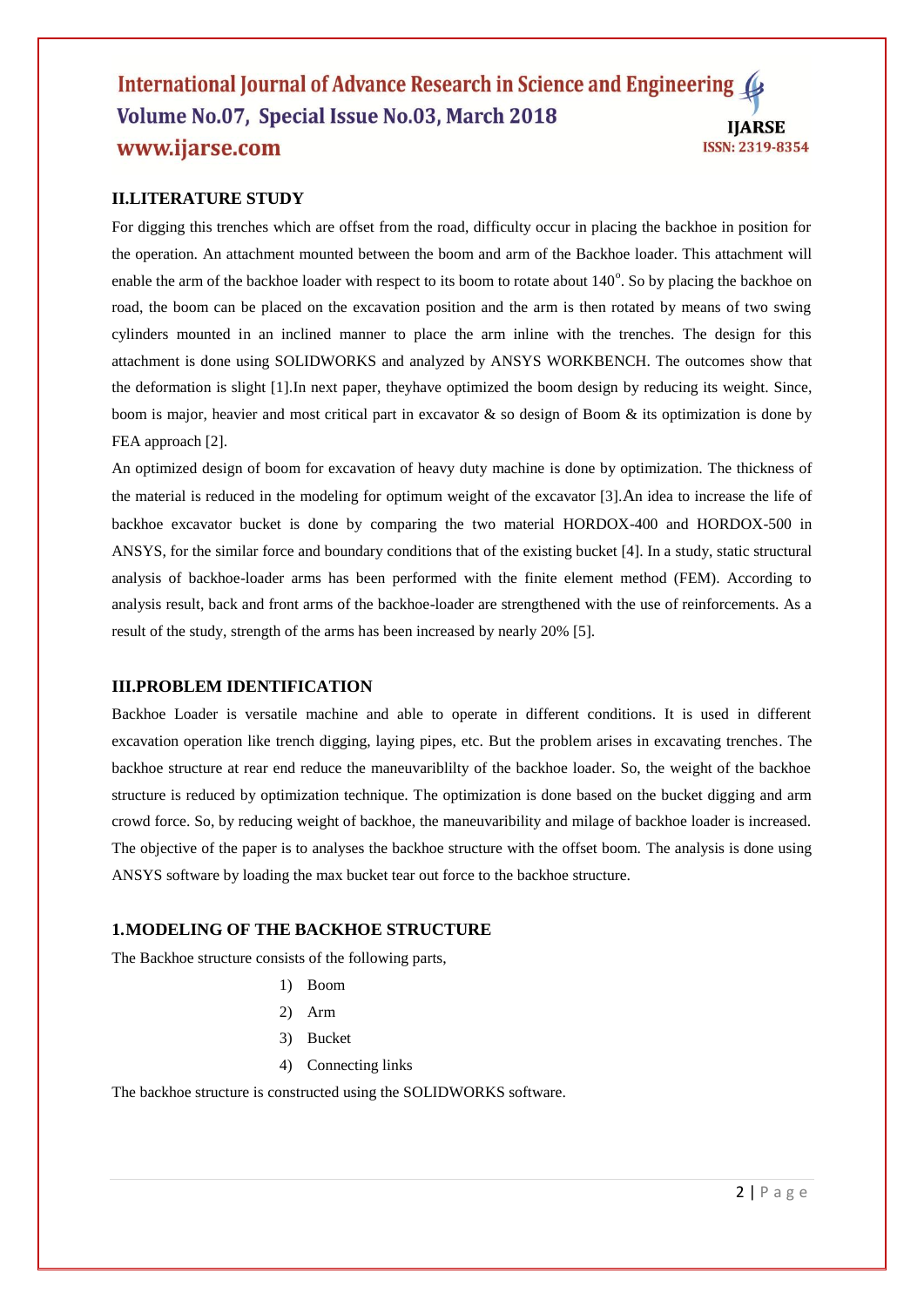## II.LITERATURE STUDY

For digging this trenches which are offset from the road, difficulty occur in placing the backhoe in position for the operation. An attachment mounted between the boom and arm of the Backhoe loader. This attachment will enable the arm of the backhoe loader with respect to its boom to rotate about $140^{o}$. So by placing the backhoe on road, the boom can be placed on the excavation position and the arm is then rotated by means of two swing cylinders mounted in an inclined manner to place the arm inline with the trenches. The design for this attachment is done using SOLIDWORKS and analyzed by ANSYS WORKBENCH. The outcomes show that the deformation is slight [1].In next paper, theyhave optimized the boom design by reducing its weight. Since, boom is major, heavier and most critical part in excavator & so design of Boom & its optimization is done by FEA approach [2].

An optimized design of boom for excavation of heavy duty machine is done by optimization. The thickness of the material is reduced in the modeling for optimum weight of the excavator [3].An idea to increase the life of backhoe excavator bucket is done by comparing the two material HORDOX-400 and HORDOX-500 in ANSYS, for the similar force and boundary conditions that of the existing bucket [4]. In a study, static structural analysis of backhoe-loader arms has been performed with the finite element method (FEM). According to analysis result, back and front arms of the backhoe-loader are strengthened with the use of reinforcements. As a result of the study, strength of the arms has been increased by nearly 20% [5].

## III.PROBLEM IDENTIFICATION

Backhoe Loader is versatile machine and able to operate in different conditions. It is used in different excavation operation like trench digging, laying pipes, etc. But the problem arises in excavating trenches. The backhoe structure at rear end reduce the maneuvariblilty of the backhoe loader. So, the weight of the backhoe structure is reduced by optimization technique. The optimization is done based on the bucket digging and arm crowd force. So, by reducing weight of backhoe, the maneuvaribility and milage of backhoe loader is increased. The objective of the paper is to analyses the backhoe structure with the offset boom. The analysis is done using ANSYS software by loading the max bucket tear out force to the backhoe structure.

### 1.MODELING OF THE BACKHOE STRUCTURE

The Backhoe structure consists of the following parts,

1) Boom
2) Arm
3) Bucket
4) Connecting links

The backhoe structure is constructed using the SOLIDWORKS software.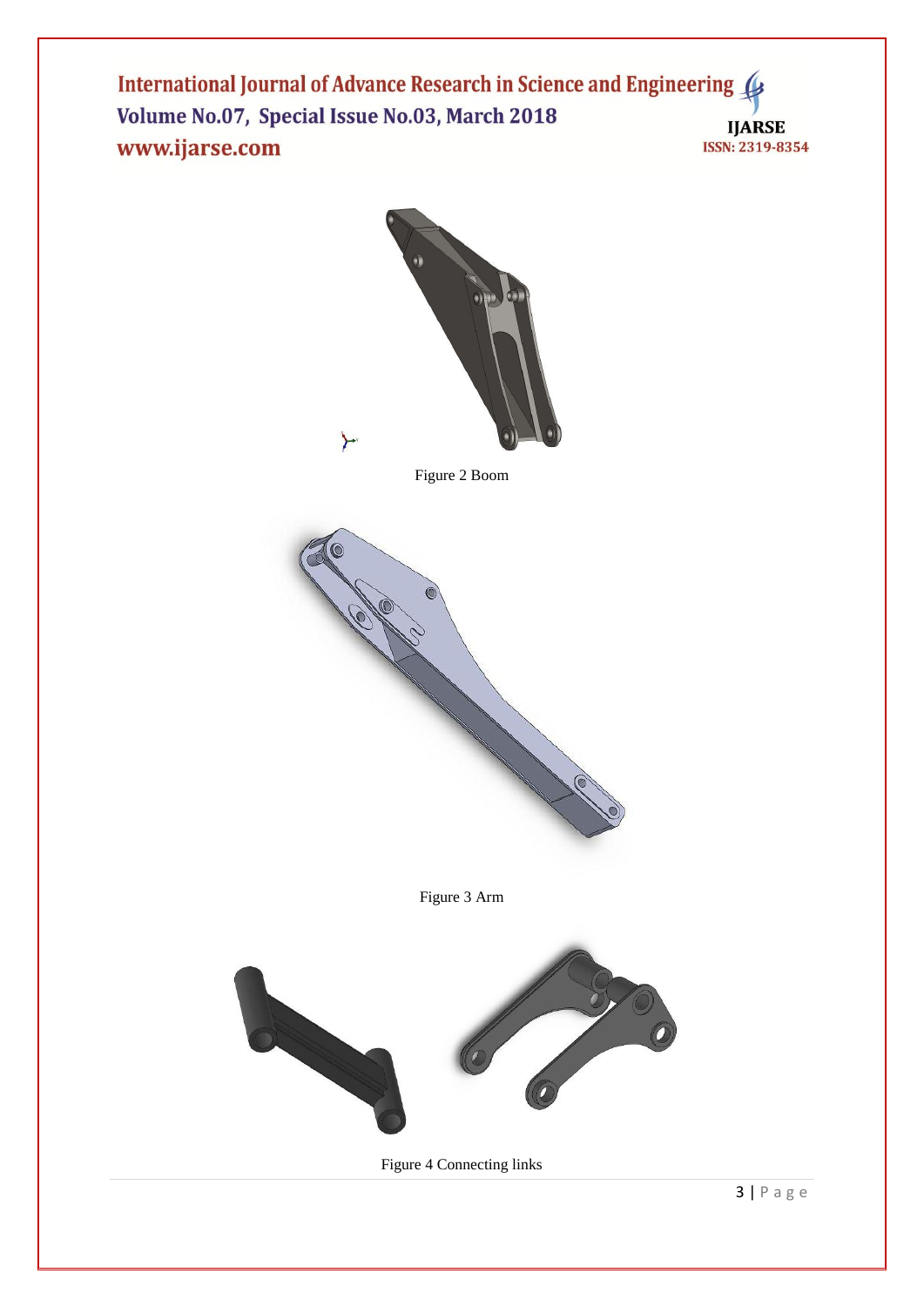Figure 2 Boom

Figure 3 Arm

Figure 4 Connecting links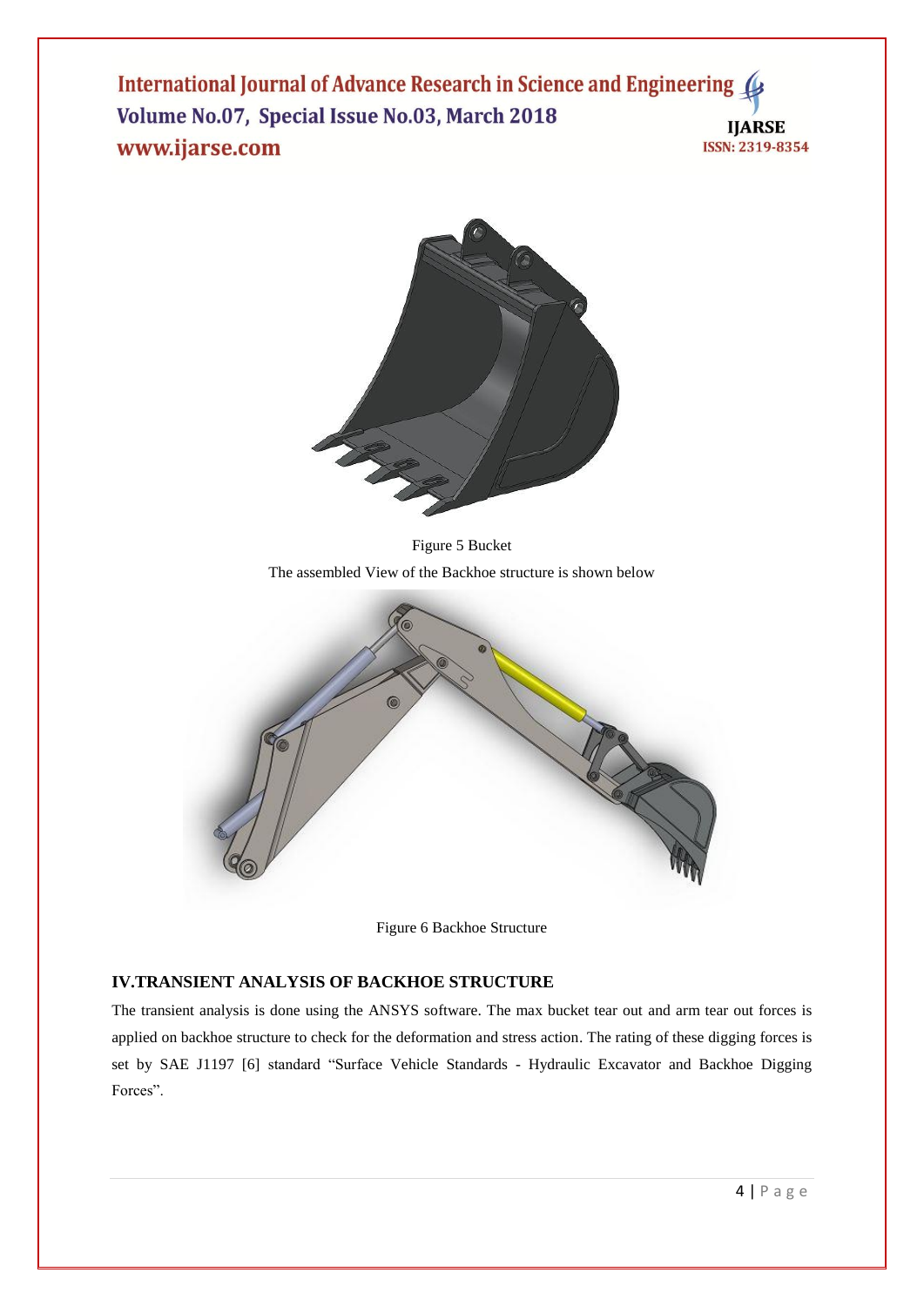Figure 5 Bucket

The assembled View of the Backhoe structure is shown below

Figure 6 Backhoe Structure

## IV.TRANSIENT ANALYSIS OF BACKHOE STRUCTURE

The transient analysis is done using the ANSYS software. The max bucket tear out and arm tear out forces is applied on backhoe structure to check for the deformation and stress action. The rating of these digging forces is set by SAE J1197 [6] standard "Surface Vehicle Standards - Hydraulic Excavator and Backhoe Digging Forces".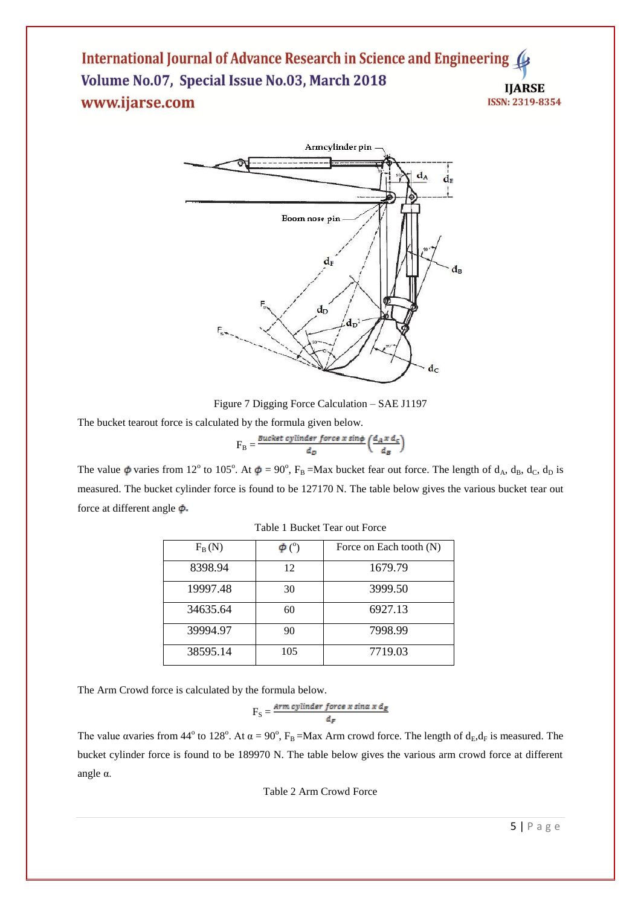Figure 7 Digging Force Calculation – SAE J1197

The bucket tearout force is calculated by the formula given below.

$$F_B = \frac{Bucket\ cylinder\ force\ x\ sin\phi}{d_D}\left(\frac{d_A\ x\ d_C}{d_B}\right)$$

The value $\phi$ varies from 12° to 105°. At $\phi$ = 90°, $F_B$ =Max bucket fear out force. The length of $d_A$, $d_B$, $d_C$, $d_D$ is measured. The bucket cylinder force is found to be 127170 N. The table below gives the various bucket tear out force at different angle $\phi$.

Table 1 Bucket Tear out Force

| $F_B$ (N) | $\phi$ (°) | Force on Each tooth (N) |
|---|---|---|
| 8398.94 | 12 | 1679.79 |
| 19997.48 | 30 | 3999.50 |
| 34635.64 | 60 | 6927.13 |
| 39994.97 | 90 | 7998.99 |
| 38595.14 | 105 | 7719.03 |

The Arm Crowd force is calculated by the formula below.

$$F_S = \frac{Arm\ cylinder\ force\ x\ sin\alpha\ x\ d_E}{d_F}$$

The value αvaries from 44° to 128°. At α = 90°, $F_B$ =Max Arm crowd force. The length of $d_E$,$d_F$ is measured. The bucket cylinder force is found to be 189970 N. The table below gives the various arm crowd force at different angle α.

Table 2 Arm Crowd Force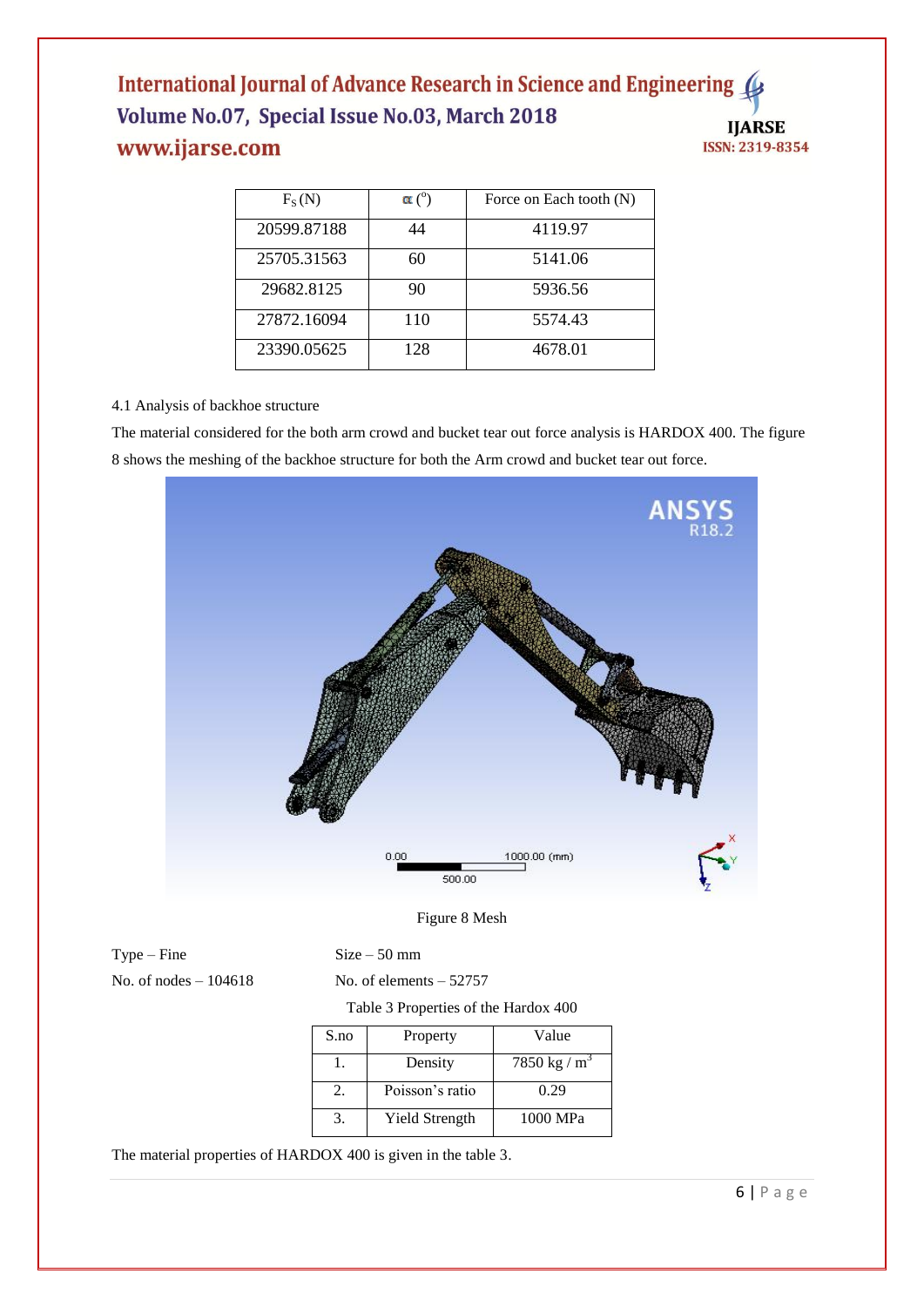| $F_S$ (N) | $\alpha$ (°) | Force on Each tooth (N) |
|---|---|---|
| 20599.87188 | 44 | 4119.97 |
| 25705.31563 | 60 | 5141.06 |
| 29682.8125 | 90 | 5936.56 |
| 27872.16094 | 110 | 5574.43 |
| 23390.05625 | 128 | 4678.01 |

4.1 Analysis of backhoe structure

The material considered for the both arm crowd and bucket tear out force analysis is HARDOX 400. The figure 8 shows the meshing of the backhoe structure for both the Arm crowd and bucket tear out force.

Figure 8 Mesh

Type – Fine Size – 50 mm

No. of nodes – 104618 No. of elements – 52757

Table 3 Properties of the Hardox 400

| S.no | Property | Value |
|---|---|---|
| 1. | Density | 7850 kg / $m^3$ |
| 2. | Poisson's ratio | 0.29 |
| 3. | Yield Strength | 1000 MPa |

The material properties of HARDOX 400 is given in the table 3.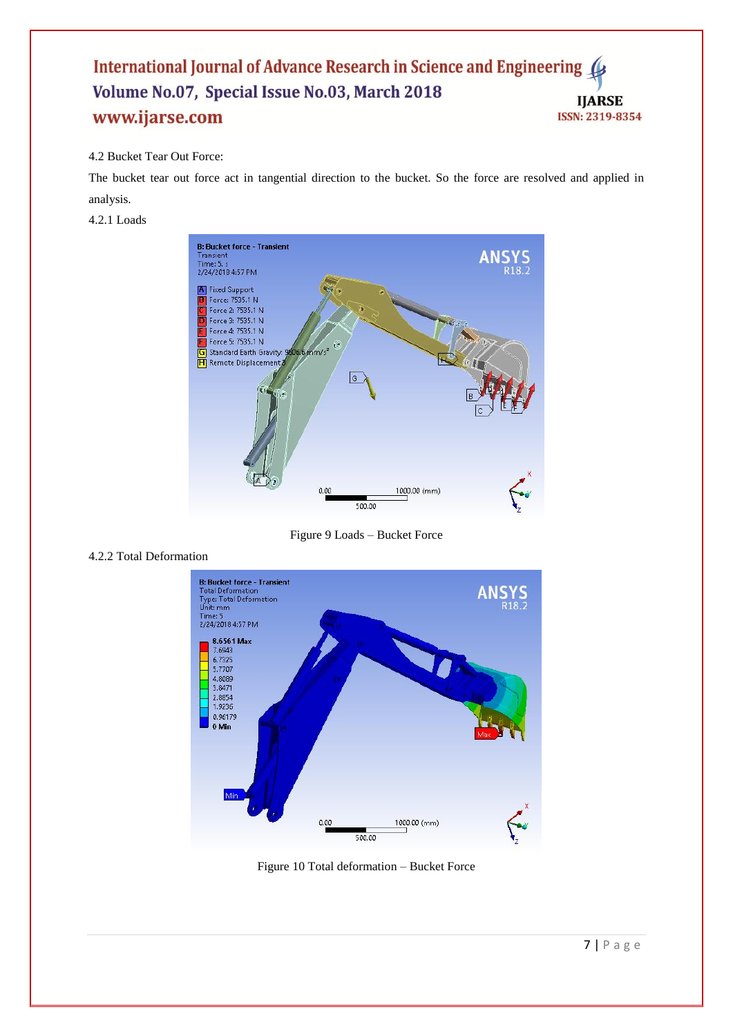4.2 Bucket Tear Out Force:

The bucket tear out force act in tangential direction to the bucket. So the force are resolved and applied in analysis.

4.2.1 Loads

Figure 9 Loads – Bucket Force

4.2.2 Total Deformation

Figure 10 Total deformation – Bucket Force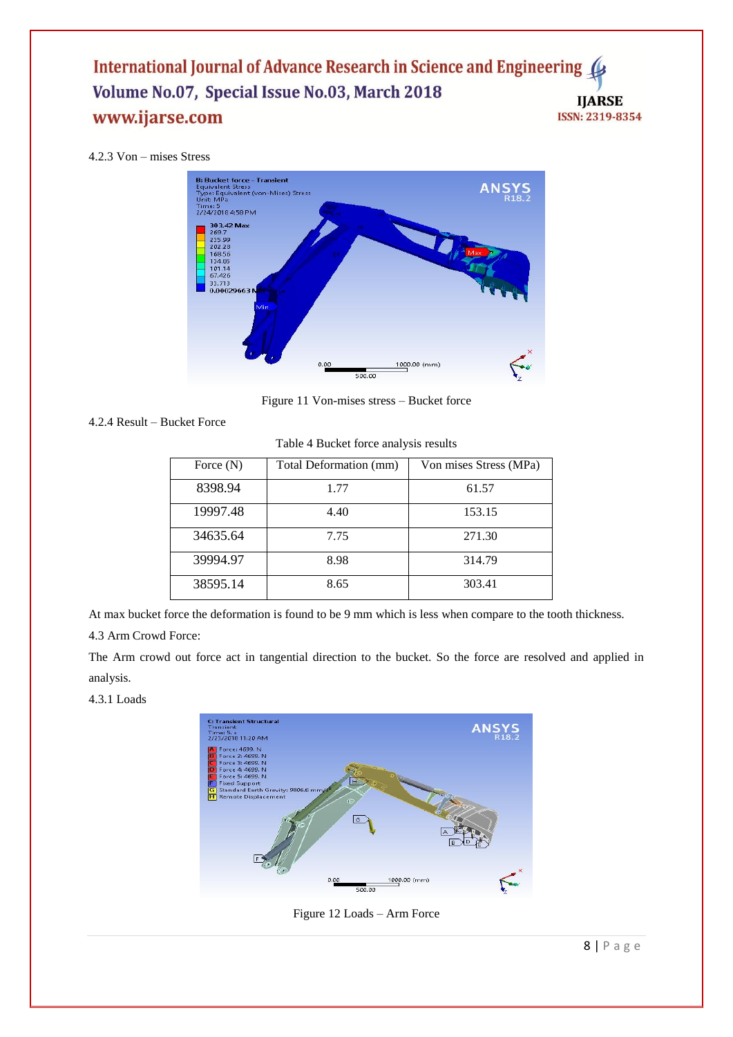4.2.3 Von – mises Stress

Figure 11 Von-mises stress – Bucket force

4.2.4 Result – Bucket Force

Table 4 Bucket force analysis results

| Force (N) | Total Deformation (mm) | Von mises Stress (MPa) |
|---|---|---|
| 8398.94 | 1.77 | 61.57 |
| 19997.48 | 4.40 | 153.15 |
| 34635.64 | 7.75 | 271.30 |
| 39994.97 | 8.98 | 314.79 |
| 38595.14 | 8.65 | 303.41 |

At max bucket force the deformation is found to be 9 mm which is less when compare to the tooth thickness.

4.3 Arm Crowd Force:

The Arm crowd out force act in tangential direction to the bucket. So the force are resolved and applied in analysis.

4.3.1 Loads

Figure 12 Loads – Arm Force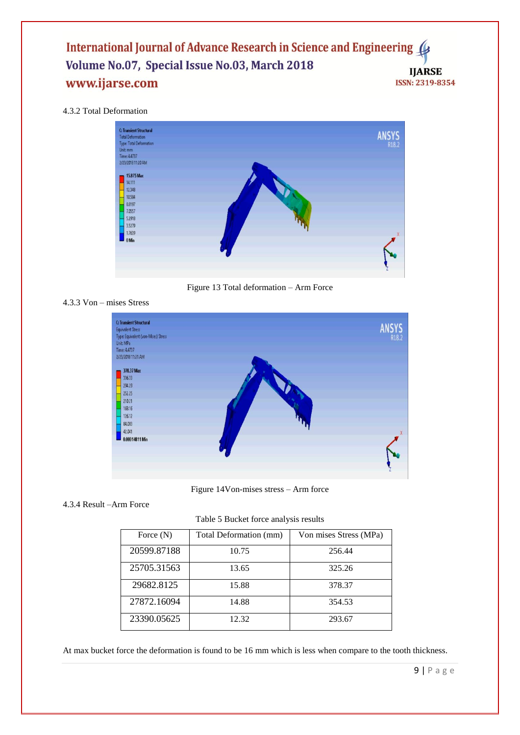4.3.2 Total Deformation

Figure 13 Total deformation – Arm Force

4.3.3 Von – mises Stress

Figure 14Von-mises stress – Arm force

4.3.4 Result –Arm Force

Table 5 Bucket force analysis results

| Force (N) | Total Deformation (mm) | Von mises Stress (MPa) |
|---|---|---|
| 20599.87188 | 10.75 | 256.44 |
| 25705.31563 | 13.65 | 325.26 |
| 29682.8125 | 15.88 | 378.37 |
| 27872.16094 | 14.88 | 354.53 |
| 23390.05625 | 12.32 | 293.67 |

At max bucket force the deformation is found to be 16 mm which is less when compare to the tooth thickness.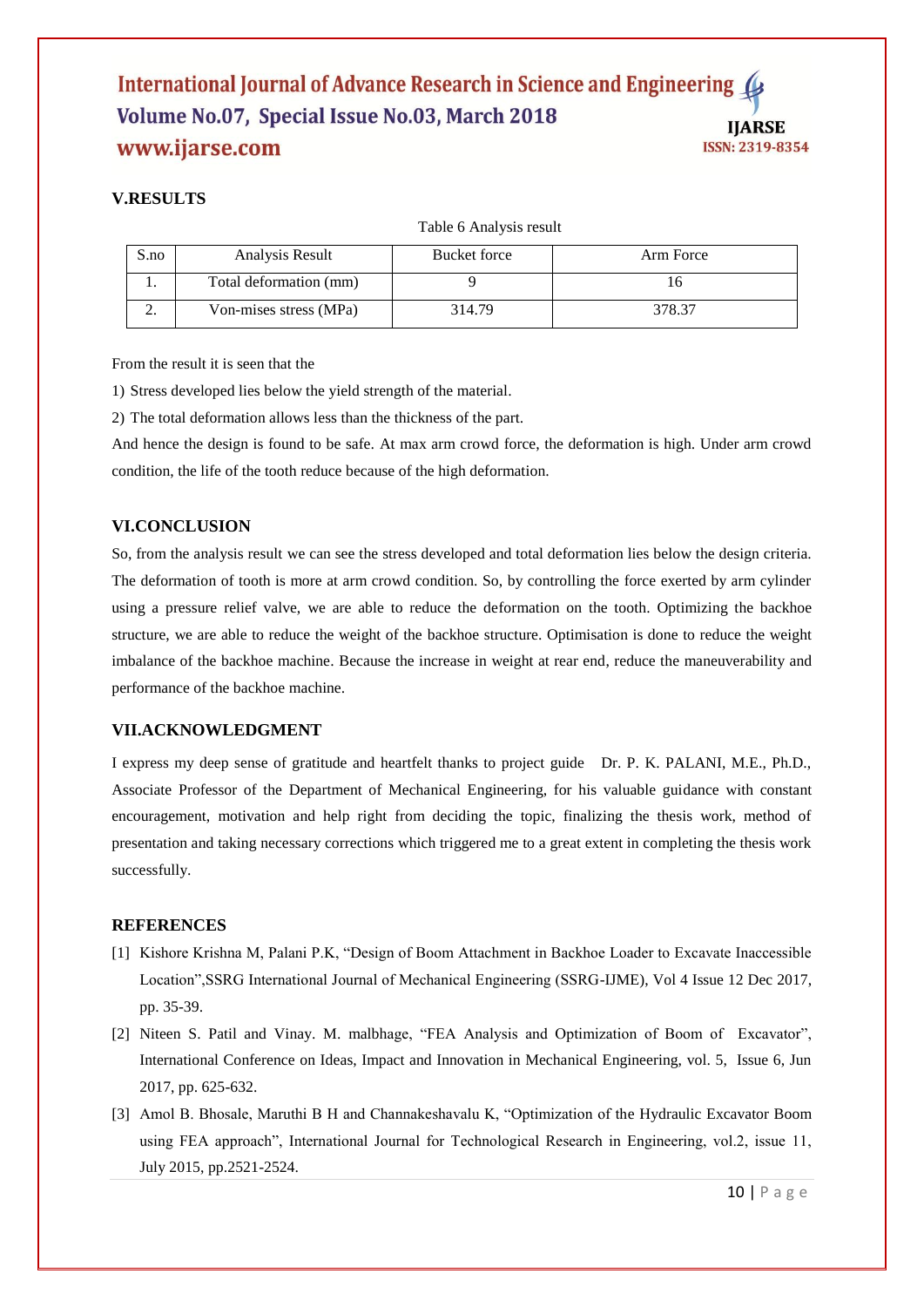## V.RESULTS

Table 6 Analysis result

| S.no | Analysis Result | Bucket force | Arm Force |
|---|---|---|---|
| 1. | Total deformation (mm) | 9 | 16 |
| 2. | Von-mises stress (MPa) | 314.79 | 378.37 |

From the result it is seen that the

1) Stress developed lies below the yield strength of the material.
2) The total deformation allows less than the thickness of the part.

And hence the design is found to be safe. At max arm crowd force, the deformation is high. Under arm crowd condition, the life of the tooth reduce because of the high deformation.

## VI.CONCLUSION

So, from the analysis result we can see the stress developed and total deformation lies below the design criteria. The deformation of tooth is more at arm crowd condition. So, by controlling the force exerted by arm cylinder using a pressure relief valve, we are able to reduce the deformation on the tooth. Optimizing the backhoe structure, we are able to reduce the weight of the backhoe structure. Optimisation is done to reduce the weight imbalance of the backhoe machine. Because the increase in weight at rear end, reduce the maneuverability and performance of the backhoe machine.

## VII.ACKNOWLEDGMENT

I express my deep sense of gratitude and heartfelt thanks to project guide Dr. P. K. PALANI, M.E., Ph.D., Associate Professor of the Department of Mechanical Engineering, for his valuable guidance with constant encouragement, motivation and help right from deciding the topic, finalizing the thesis work, method of presentation and taking necessary corrections which triggered me to a great extent in completing the thesis work successfully.

## REFERENCES

[1] Kishore Krishna M, Palani P.K, "Design of Boom Attachment in Backhoe Loader to Excavate Inaccessible Location",SSRG International Journal of Mechanical Engineering (SSRG-IJME), Vol 4 Issue 12 Dec 2017, pp. 35-39.

[2] Niteen S. Patil and Vinay. M. malbhage, "FEA Analysis and Optimization of Boom of Excavator", International Conference on Ideas, Impact and Innovation in Mechanical Engineering, vol. 5, Issue 6, Jun 2017, pp. 625-632.

[3] Amol B. Bhosale, Maruthi B H and Channakeshavalu K, "Optimization of the Hydraulic Excavator Boom using FEA approach", International Journal for Technological Research in Engineering, vol.2, issue 11, July 2015, pp.2521-2524.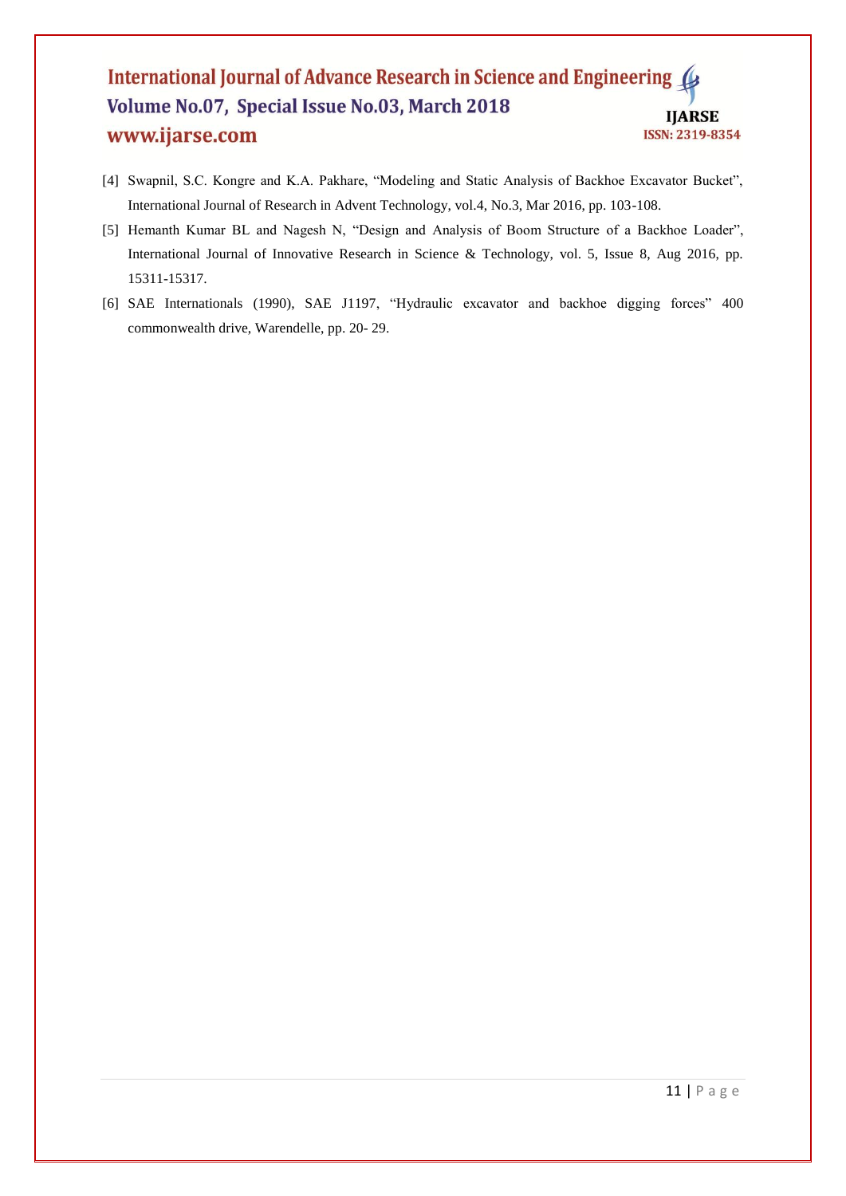[4] Swapnil, S.C. Kongre and K.A. Pakhare, "Modeling and Static Analysis of Backhoe Excavator Bucket", International Journal of Research in Advent Technology, vol.4, No.3, Mar 2016, pp. 103-108.

[5] Hemanth Kumar BL and Nagesh N, "Design and Analysis of Boom Structure of a Backhoe Loader", International Journal of Innovative Research in Science & Technology, vol. 5, Issue 8, Aug 2016, pp. 15311-15317.

[6] SAE Internationals (1990), SAE J1197, "Hydraulic excavator and backhoe digging forces" 400 commonwealth drive, Warendelle, pp. 20- 29.